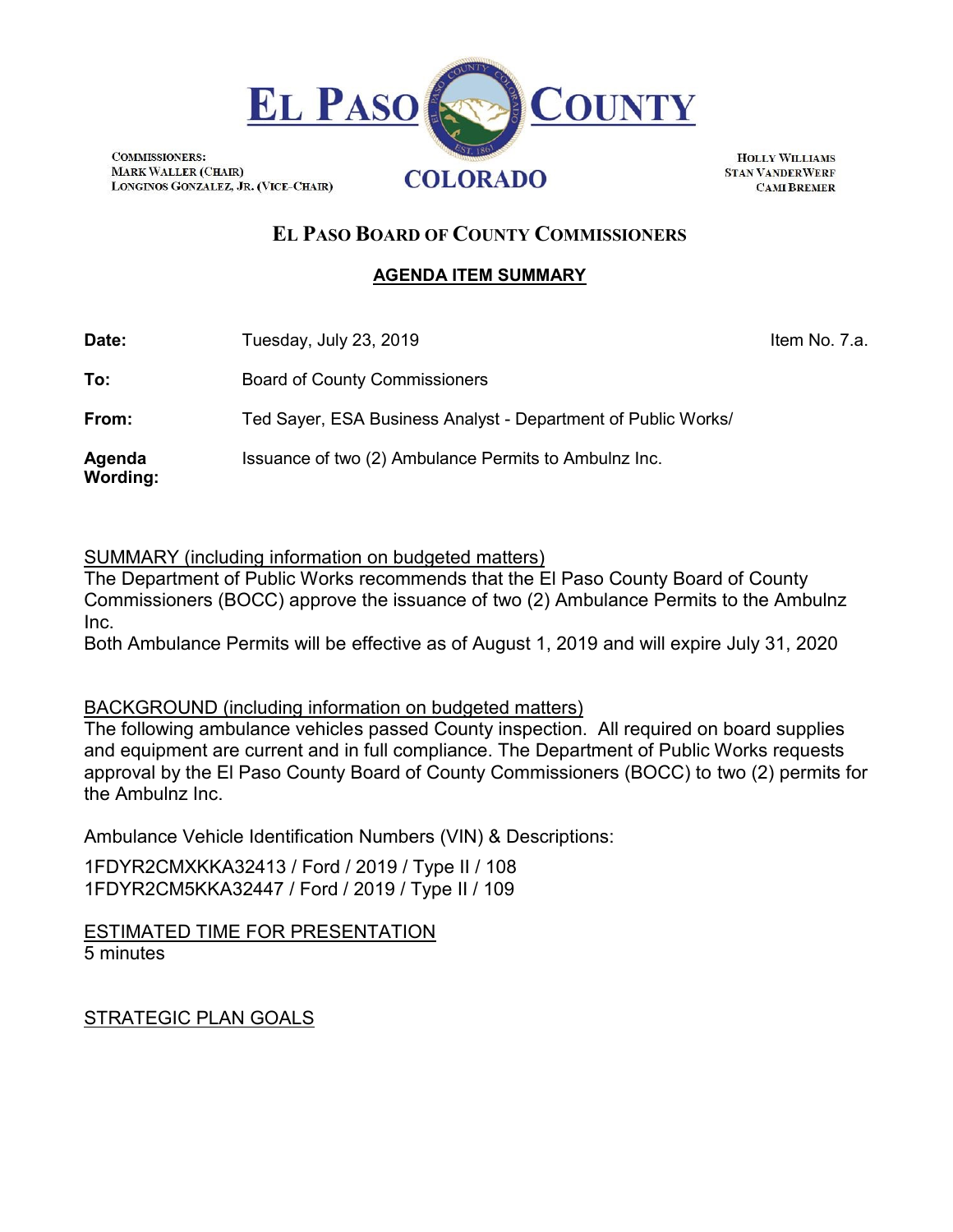# EL PASO COUNTY

COMMISSIONERS:
MARK WALLER (CHAIR)
LONGINOS GONZALEZ, JR. (VICE-CHAIR)

COLORADO

HOLLY WILLIAMS
STAN VANDERWERF
CAMI BREMER

## EL PASO BOARD OF COUNTY COMMISSIONERS

### AGENDA ITEM SUMMARY

**Date:** Tuesday, July 23, 2019 — Item No. 7.a.

**To:** Board of County Commissioners

**From:** Ted Sayer, ESA Business Analyst - Department of Public Works/

**Agenda Wording:** Issuance of two (2) Ambulance Permits to Ambulnz Inc.

SUMMARY (including information on budgeted matters)

The Department of Public Works recommends that the El Paso County Board of County Commissioners (BOCC) approve the issuance of two (2) Ambulance Permits to the Ambulnz Inc.

Both Ambulance Permits will be effective as of August 1, 2019 and will expire July 31, 2020

BACKGROUND (including information on budgeted matters)

The following ambulance vehicles passed County inspection. All required on board supplies and equipment are current and in full compliance. The Department of Public Works requests approval by the El Paso County Board of County Commissioners (BOCC) to two (2) permits for the Ambulnz Inc.

Ambulance Vehicle Identification Numbers (VIN) & Descriptions:

1FDYR2CMXKKA32413 / Ford / 2019 / Type II / 108
1FDYR2CM5KKA32447 / Ford / 2019 / Type II / 109

ESTIMATED TIME FOR PRESENTATION

5 minutes

STRATEGIC PLAN GOALS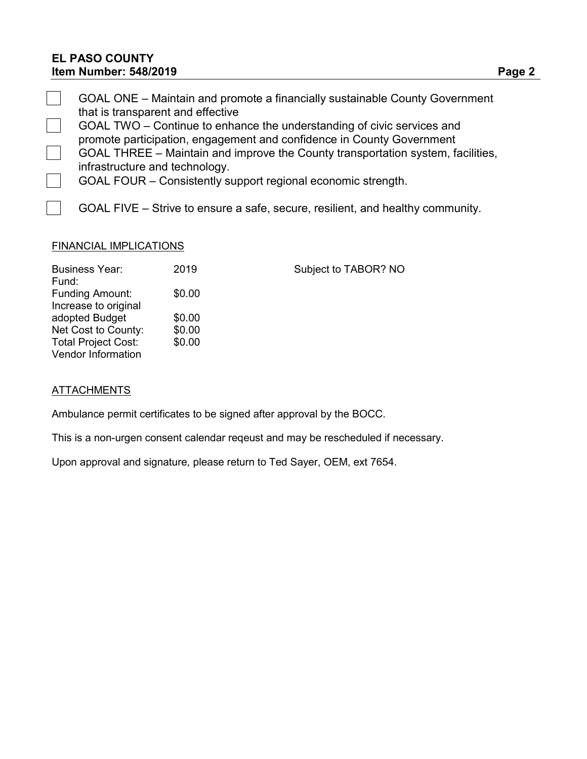- [ ] GOAL ONE – Maintain and promote a financially sustainable County Government that is transparent and effective
- [ ] GOAL TWO – Continue to enhance the understanding of civic services and promote participation, engagement and confidence in County Government
- [ ] GOAL THREE – Maintain and improve the County transportation system, facilities, infrastructure and technology.
- [ ] GOAL FOUR – Consistently support regional economic strength.
- [ ] GOAL FIVE – Strive to ensure a safe, secure, resilient, and healthy community.

FINANCIAL IMPLICATIONS

| | | |
|---|---|---|
| Business Year: | 2019 | Subject to TABOR? NO |
| Fund: | | |
| Funding Amount: | $0.00 | |
| Increase to original adopted Budget | $0.00 | |
| Net Cost to County: | $0.00 | |
| Total Project Cost: | $0.00 | |
| Vendor Information | | |

ATTACHMENTS

Ambulance permit certificates to be signed after approval by the BOCC.

This is a non-urgen consent calendar reqeust and may be rescheduled if necessary.

Upon approval and signature, please return to Ted Sayer, OEM, ext 7654.